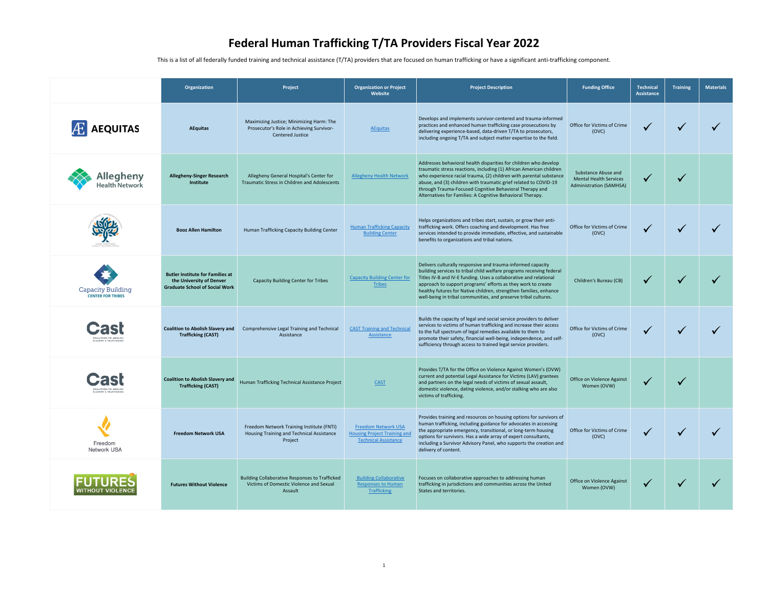# Federal Human Trafficking T/TA Providers Fiscal Year 2022

This is a list of all federally funded training and technical assistance (T/TA) providers that are focused on human trafficking or have a significant anti-trafficking component.

| | Organization | Project | Organization or Project Website | Project Description | Funding Office | Technical Assistance | Training | Materials |
|---|---|---|---|---|---|---|---|---|
| | **AEquitas** | Maximizing Justice; Minimizing Harm: The Prosecutor's Role in Achieving Survivor-Centered Justice | AEquitas | Develops and implements survivor-centered and trauma-informed practices and enhanced human trafficking case prosecutions by delivering experience-based, data-driven T/TA to prosecutors, including ongoing T/TA and subject matter expertise to the field. | Office for Victims of Crime (OVC) | ✓ | ✓ | ✓ |
| | **Allegheny-Singer Research Institute** | Allegheny General Hospital's Center for Traumatic Stress in Children and Adolescents | Allegheny Health Network | Addresses behavioral health disparities for children who develop traumatic stress reactions, including (1) African American children who experience racial trauma, (2) children with parental substance abuse, and (3) children with traumatic grief related to COVID-19 through Trauma-Focused Cognitive Behavioral Therapy and Alternatives for Families: A Cognitive Behavioral Therapy. | Substance Abuse and Mental Health Services Administration (SAMHSA) | ✓ | ✓ | |
| | **Booz Allen Hamilton** | Human Trafficking Capacity Building Center | Human Trafficking Capacity Building Center | Helps organizations and tribes start, sustain, or grow their anti-trafficking work. Offers coaching and development. Has free services intended to provide immediate, effective, and sustainable benefits to organizations and tribal nations. | Office for Victims of Crime (OVC) | ✓ | ✓ | ✓ |
| | **Butler Institute for Families at the University of Denver Graduate School of Social Work** | Capacity Building Center for Tribes | Capacity Building Center for Tribes | Delivers culturally responsive and trauma-informed capacity building services to tribal child welfare programs receiving federal Titles IV-B and IV-E funding. Uses a collaborative and relational approach to support programs' efforts as they work to create healthy futures for Native children, strengthen families, enhance well-being in tribal communities, and preserve tribal cultures. | Children's Bureau (CB) | ✓ | ✓ | ✓ |
| | **Coalition to Abolish Slavery and Trafficking (CAST)** | Comprehensive Legal Training and Technical Assistance | CAST Training and Technical Assistance | Builds the capacity of legal and social service providers to deliver services to victims of human trafficking and increase their access to the full spectrum of legal remedies available to them to promote their safety, financial well-being, independence, and self-sufficiency through access to trained legal service providers. | Office for Victims of Crime (OVC) | ✓ | ✓ | ✓ |
| | **Coalition to Abolish Slavery and Trafficking (CAST)** | Human Trafficking Technical Assistance Project | CAST | Provides T/TA for the Office on Violence Against Women's (OVW) current and potential Legal Assistance for Victims (LAV) grantees and partners on the legal needs of victims of sexual assault, domestic violence, dating violence, and/or stalking who are also victims of trafficking. | Office on Violence Against Women (OVW) | ✓ | ✓ | |
| | **Freedom Network USA** | Freedom Network Training Institute (FNTI) Housing Training and Technical Assistance Project | Freedom Network USA Housing Project Training and Technical Assistance | Provides training and resources on housing options for survivors of human trafficking, including guidance for advocates in accessing the appropriate emergency, transitional, or long-term housing options for survivors. Has a wide array of expert consultants, including a Survivor Advisory Panel, who supports the creation and delivery of content. | Office for Victims of Crime (OVC) | ✓ | ✓ | ✓ |
| | **Futures Without Violence** | Building Collaborative Responses to Trafficked Victims of Domestic Violence and Sexual Assault | Building Collaborative Responses to Human Trafficking | Focuses on collaborative approaches to addressing human trafficking in jurisdictions and communities across the United States and territories. | Office on Violence Against Women (OVW) | ✓ | ✓ | ✓ |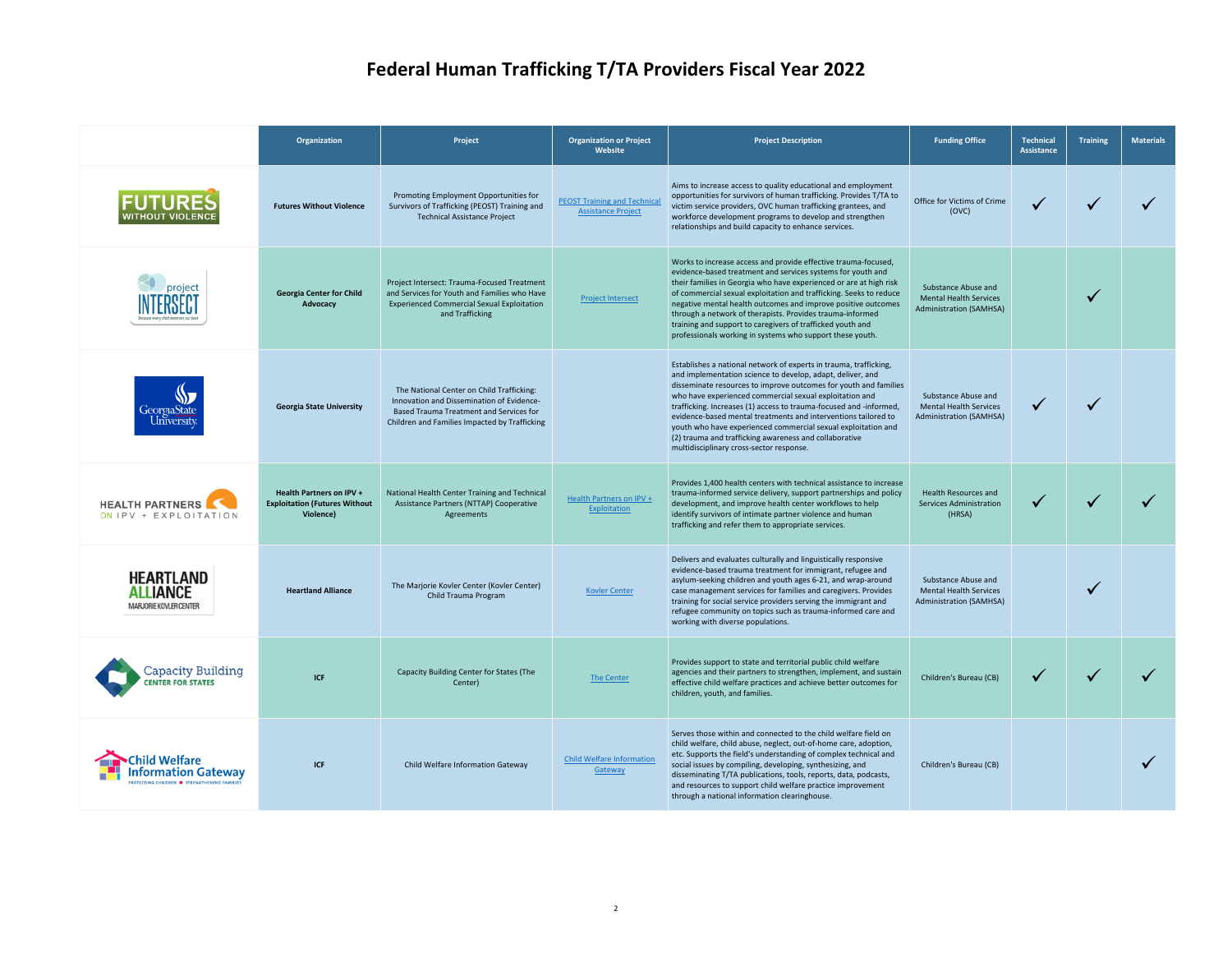# Federal Human Trafficking T/TA Providers Fiscal Year 2022

| | Organization | Project | Organization or Project Website | Project Description | Funding Office | Technical Assistance | Training | Materials |
|---|---|---|---|---|---|---|---|---|
| | **Futures Without Violence** | Promoting Employment Opportunities for Survivors of Trafficking (PEOST) Training and Technical Assistance Project | PEOST Training and Technical Assistance Project | Aims to increase access to quality educational and employment opportunities for survivors of human trafficking. Provides T/TA to victim service providers, OVC human trafficking grantees, and workforce development programs to develop and strengthen relationships and build capacity to enhance services. | Office for Victims of Crime (OVC) | ✓ | ✓ | ✓ |
| | **Georgia Center for Child Advocacy** | Project Intersect: Trauma-Focused Treatment and Services for Youth and Families who Have Experienced Commercial Sexual Exploitation and Trafficking | Project Intersect | Works to increase access and provide effective trauma-focused, evidence-based treatment and services systems for youth and their families in Georgia who have experienced or are at high risk of commercial sexual exploitation and trafficking. Seeks to reduce negative mental health outcomes and improve positive outcomes through a network of therapists. Provides trauma-informed training and support to caregivers of trafficked youth and professionals working in systems who support these youth. | Substance Abuse and Mental Health Services Administration (SAMHSA) | | ✓ | |
| | **Georgia State University** | The National Center on Child Trafficking: Innovation and Dissemination of Evidence-Based Trauma Treatment and Services for Children and Families Impacted by Trafficking | | Establishes a national network of experts in trauma, trafficking, and implementation science to develop, adapt, deliver, and disseminate resources to improve outcomes for youth and families who have experienced commercial sexual exploitation and trafficking. Increases (1) access to trauma-focused and -informed, evidence-based mental treatments and interventions tailored to youth who have experienced commercial sexual exploitation and (2) trauma and trafficking awareness and collaborative multidisciplinary cross-sector response. | Substance Abuse and Mental Health Services Administration (SAMHSA) | ✓ | ✓ | |
| | **Health Partners on IPV + Exploitation (Futures Without Violence)** | National Health Center Training and Technical Assistance Partners (NTTAP) Cooperative Agreements | Health Partners on IPV + Exploitation | Provides 1,400 health centers with technical assistance to increase trauma-informed service delivery, support partnerships and policy development, and improve health center workflows to help identify survivors of intimate partner violence and human trafficking and refer them to appropriate services. | Health Resources and Services Administration (HRSA) | ✓ | ✓ | ✓ |
| | **Heartland Alliance** | The Marjorie Kovler Center (Kovler Center) Child Trauma Program | Kovler Center | Delivers and evaluates culturally and linguistically responsive evidence-based trauma treatment for immigrant, refugee and asylum-seeking children and youth ages 6-21, and wrap-around case management services for families and caregivers. Provides training for social service providers serving the immigrant and refugee community on topics such as trauma-informed care and working with diverse populations. | Substance Abuse and Mental Health Services Administration (SAMHSA) | | ✓ | |
| | **ICF** | Capacity Building Center for States (The Center) | The Center | Provides support to state and territorial public child welfare agencies and their partners to strengthen, implement, and sustain effective child welfare practices and achieve better outcomes for children, youth, and families. | Children's Bureau (CB) | ✓ | ✓ | ✓ |
| | **ICF** | Child Welfare Information Gateway | Child Welfare Information Gateway | Serves those within and connected to the child welfare field on child welfare, child abuse, neglect, out-of-home care, adoption, etc. Supports the field's understanding of complex technical and social issues by compiling, developing, synthesizing, and disseminating T/TA publications, tools, reports, data, podcasts, and resources to support child welfare practice improvement through a national information clearinghouse. | Children's Bureau (CB) | | | ✓ |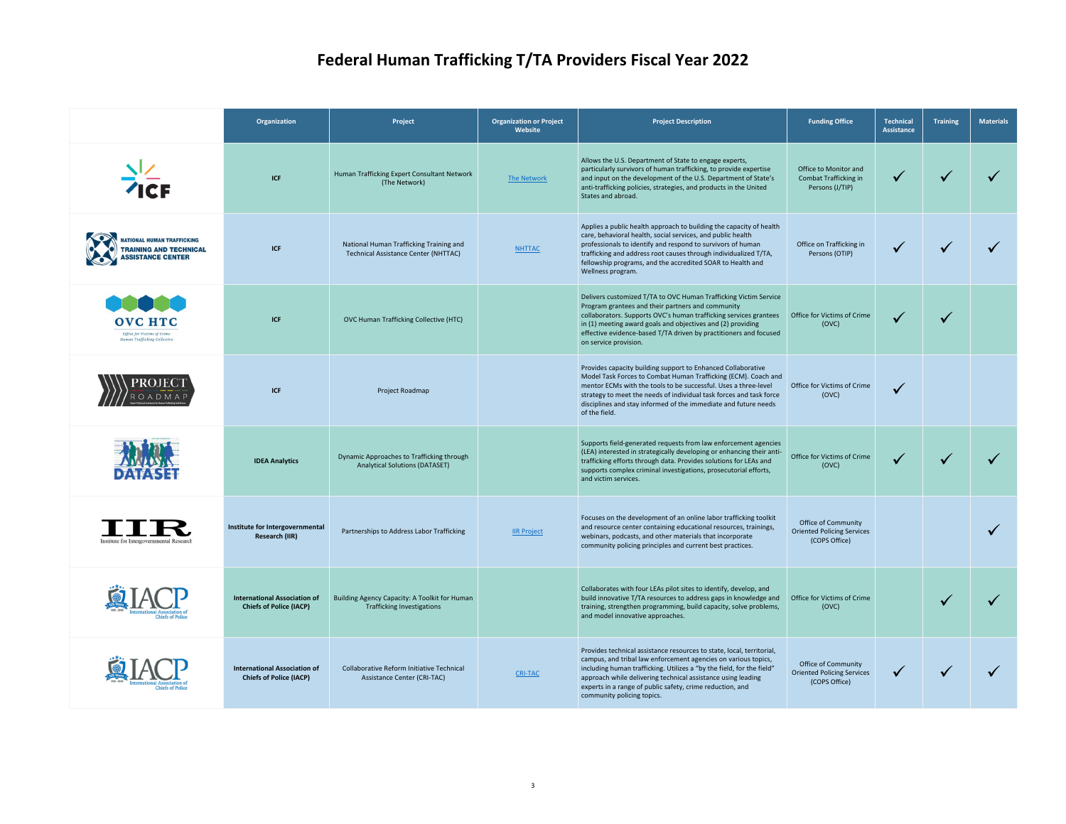# Federal Human Trafficking T/TA Providers Fiscal Year 2022

| | Organization | Project | Organization or Project Website | Project Description | Funding Office | Technical Assistance | Training | Materials |
|---|---|---|---|---|---|---|---|---|
| | **ICF** | Human Trafficking Expert Consultant Network (The Network) | The Network | Allows the U.S. Department of State to engage experts, particularly survivors of human trafficking, to provide expertise and input on the development of the U.S. Department of State's anti-trafficking policies, strategies, and products in the United States and abroad. | Office to Monitor and Combat Trafficking in Persons (J/TIP) | ✓ | ✓ | ✓ |
| | **ICF** | National Human Trafficking Training and Technical Assistance Center (NHTTAC) | NHTTAC | Applies a public health approach to building the capacity of health care, behavioral health, social services, and public health professionals to identify and respond to survivors of human trafficking and address root causes through individualized T/TA, fellowship programs, and the accredited SOAR to Health and Wellness program. | Office on Trafficking in Persons (OTIP) | ✓ | ✓ | ✓ |
| | **ICF** | OVC Human Trafficking Collective (HTC) | | Delivers customized T/TA to OVC Human Trafficking Victim Service Program grantees and their partners and community collaborators. Supports OVC's human trafficking services grantees in (1) meeting award goals and objectives and (2) providing effective evidence-based T/TA driven by practitioners and focused on service provision. | Office for Victims of Crime (OVC) | ✓ | ✓ | |
| | **ICF** | Project Roadmap | | Provides capacity building support to Enhanced Collaborative Model Task Forces to Combat Human Trafficking (ECM). Coach and mentor ECMs with the tools to be successful. Uses a three-level strategy to meet the needs of individual task forces and task force disciplines and stay informed of the immediate and future needs of the field. | Office for Victims of Crime (OVC) | ✓ | | |
| | **IDEA Analytics** | Dynamic Approaches to Trafficking through Analytical Solutions (DATASET) | | Supports field-generated requests from law enforcement agencies (LEA) interested in strategically developing or enhancing their anti-trafficking efforts through data. Provides solutions for LEAs and supports complex criminal investigations, prosecutorial efforts, and victim services. | Office for Victims of Crime (OVC) | ✓ | ✓ | ✓ |
| | **Institute for Intergovernmental Research (IIR)** | Partnerships to Address Labor Trafficking | IIR Project | Focuses on the development of an online labor trafficking toolkit and resource center containing educational resources, trainings, webinars, podcasts, and other materials that incorporate community policing principles and current best practices. | Office of Community Oriented Policing Services (COPS Office) | | | ✓ |
| | **International Association of Chiefs of Police (IACP)** | Building Agency Capacity: A Toolkit for Human Trafficking Investigations | | Collaborates with four LEAs pilot sites to identify, develop, and build innovative T/TA resources to address gaps in knowledge and training, strengthen programming, build capacity, solve problems, and model innovative approaches. | Office for Victims of Crime (OVC) | | ✓ | ✓ |
| | **International Association of Chiefs of Police (IACP)** | Collaborative Reform Initiative Technical Assistance Center (CRI-TAC) | CRI-TAC | Provides technical assistance resources to state, local, territorial, campus, and tribal law enforcement agencies on various topics, including human trafficking. Utilizes a "by the field, for the field" approach while delivering technical assistance using leading experts in a range of public safety, crime reduction, and community policing topics. | Office of Community Oriented Policing Services (COPS Office) | ✓ | ✓ | ✓ |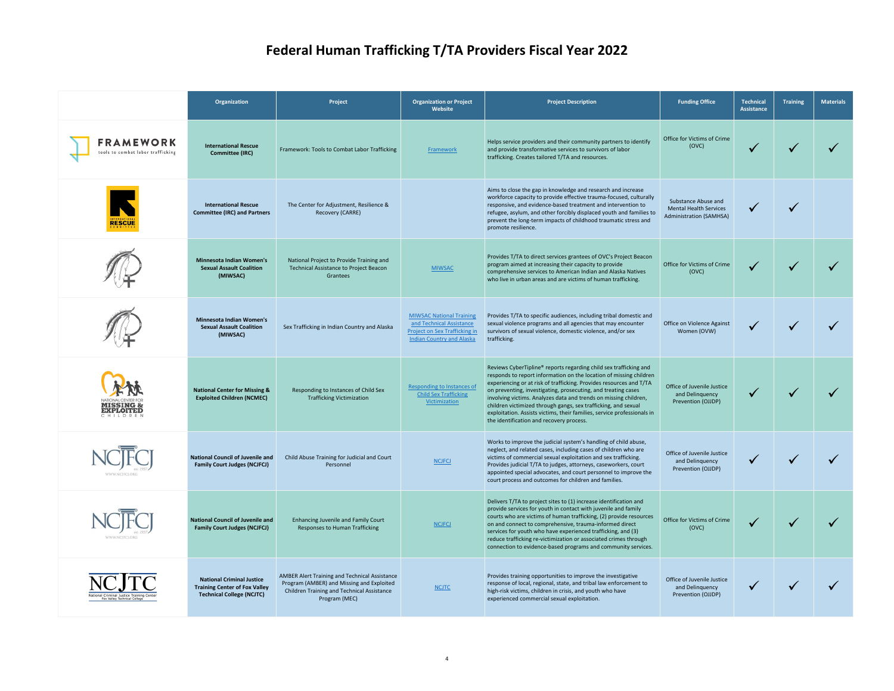# Federal Human Trafficking T/TA Providers Fiscal Year 2022

| | Organization | Project | Organization or Project Website | Project Description | Funding Office | Technical Assistance | Training | Materials |
|---|---|---|---|---|---|---|---|---|
| | **International Rescue Committee (IRC)** | Framework: Tools to Combat Labor Trafficking | Framework | Helps service providers and their community partners to identify and provide transformative services to survivors of labor trafficking. Creates tailored T/TA and resources. | Office for Victims of Crime (OVC) | ✓ | ✓ | ✓ |
| | **International Rescue Committee (IRC) and Partners** | The Center for Adjustment, Resilience & Recovery (CARRE) | | Aims to close the gap in knowledge and research and increase workforce capacity to provide effective trauma-focused, culturally responsive, and evidence-based treatment and intervention to refugee, asylum, and other forcibly displaced youth and families to prevent the long-term impacts of childhood traumatic stress and promote resilience. | Substance Abuse and Mental Health Services Administration (SAMHSA) | ✓ | ✓ | |
| | **Minnesota Indian Women's Sexual Assault Coalition (MIWSAC)** | National Project to Provide Training and Technical Assistance to Project Beacon Grantees | MIWSAC | Provides T/TA to direct services grantees of OVC's Project Beacon program aimed at increasing their capacity to provide comprehensive services to American Indian and Alaska Natives who live in urban areas and are victims of human trafficking. | Office for Victims of Crime (OVC) | ✓ | ✓ | ✓ |
| | **Minnesota Indian Women's Sexual Assault Coalition (MIWSAC)** | Sex Trafficking in Indian Country and Alaska | MIWSAC National Training and Technical Assistance Project on Sex Trafficking in Indian Country and Alaska | Provides T/TA to specific audiences, including tribal domestic and sexual violence programs and all agencies that may encounter survivors of sexual violence, domestic violence, and/or sex trafficking. | Office on Violence Against Women (OVW) | ✓ | ✓ | ✓ |
| | **National Center for Missing & Exploited Children (NCMEC)** | Responding to Instances of Child Sex Trafficking Victimization | Responding to Instances of Child Sex Trafficking Victimization | Reviews CyberTipline® reports regarding child sex trafficking and responds to report information on the location of missing children experiencing or at risk of trafficking. Provides resources and T/TA on preventing, investigating, prosecuting, and treating cases involving victims. Analyzes data and trends on missing children, children victimized through gangs, sex trafficking, and sexual exploitation. Assists victims, their families, service professionals in the identification and recovery process. | Office of Juvenile Justice and Delinquency Prevention (OJJDP) | ✓ | ✓ | ✓ |
| | **National Council of Juvenile and Family Court Judges (NCJFCJ)** | Child Abuse Training for Judicial and Court Personnel | NCJFCJ | Works to improve the judicial system's handling of child abuse, neglect, and related cases, including cases of children who are victims of commercial sexual exploitation and sex trafficking. Provides judicial T/TA to judges, attorneys, caseworkers, court appointed special advocates, and court personnel to improve the court process and outcomes for children and families. | Office of Juvenile Justice and Delinquency Prevention (OJJDP) | ✓ | ✓ | ✓ |
| | **National Council of Juvenile and Family Court Judges (NCJFCJ)** | Enhancing Juvenile and Family Court Responses to Human Trafficking | NCJFCJ | Delivers T/TA to project sites to (1) increase identification and provide services for youth in contact with juvenile and family courts who are victims of human trafficking, (2) provide resources on and connect to comprehensive, trauma-informed direct services for youth who have experienced trafficking, and (3) reduce trafficking re-victimization or associated crimes through connection to evidence-based programs and community services. | Office for Victims of Crime (OVC) | ✓ | ✓ | ✓ |
| | **National Criminal Justice Training Center of Fox Valley Technical College (NCJTC)** | AMBER Alert Training and Technical Assistance Program (AMBER) and Missing and Exploited Children Training and Technical Assistance Program (MEC) | NCJTC | Provides training opportunities to improve the investigative response of local, regional, state, and tribal law enforcement to high-risk victims, children in crisis, and youth who have experienced commercial sexual exploitation. | Office of Juvenile Justice and Delinquency Prevention (OJJDP) | ✓ | ✓ | ✓ |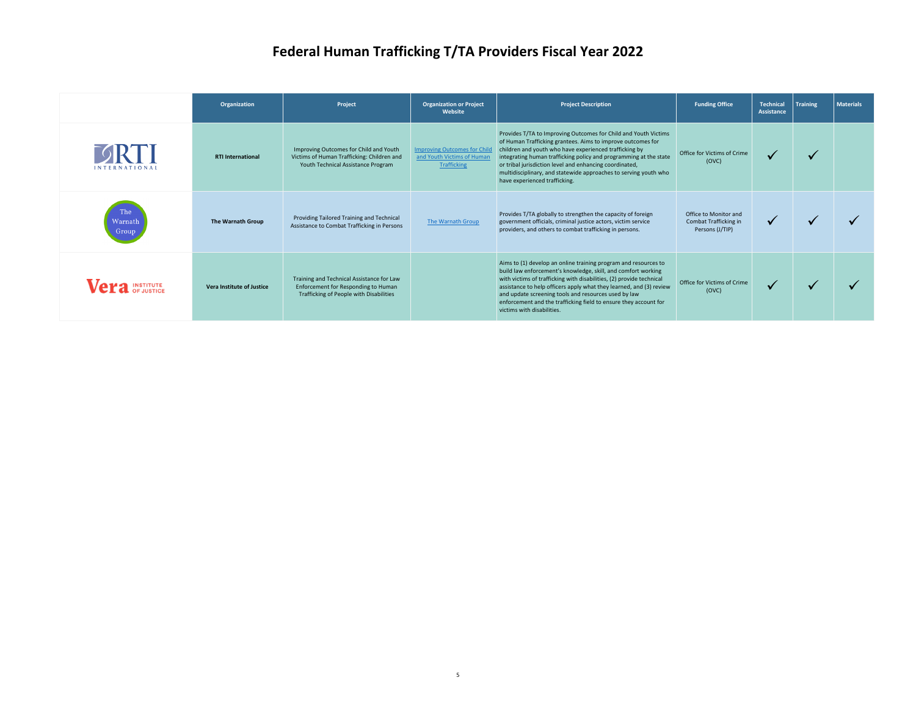# Federal Human Trafficking T/TA Providers Fiscal Year 2022

| | Organization | Project | Organization or Project Website | Project Description | Funding Office | Technical Assistance | Training | Materials |
|---|---|---|---|---|---|---|---|---|
| RTI INTERNATIONAL | RTI International | Improving Outcomes for Child and Youth Victims of Human Trafficking: Children and Youth Technical Assistance Program | Improving Outcomes for Child and Youth Victims of Human Trafficking | Provides T/TA to Improving Outcomes for Child and Youth Victims of Human Trafficking grantees. Aims to improve outcomes for children and youth who have experienced trafficking by integrating human trafficking policy and programming at the state or tribal jurisdiction level and enhancing coordinated, multidisciplinary, and statewide approaches to serving youth who have experienced trafficking. | Office for Victims of Crime (OVC) | ✓ | ✓ | |
| The Warnath Group | The Warnath Group | Providing Tailored Training and Technical Assistance to Combat Trafficking in Persons | The Warnath Group | Provides T/TA globally to strengthen the capacity of foreign government officials, criminal justice actors, victim service providers, and others to combat trafficking in persons. | Office to Monitor and Combat Trafficking in Persons (J/TIP) | ✓ | ✓ | ✓ |
| Vera INSTITUTE OF JUSTICE | Vera Institute of Justice | Training and Technical Assistance for Law Enforcement for Responding to Human Trafficking of People with Disabilities | | Aims to (1) develop an online training program and resources to build law enforcement's knowledge, skill, and comfort working with victims of trafficking with disabilities, (2) provide technical assistance to help officers apply what they learned, and (3) review and update screening tools and resources used by law enforcement and the trafficking field to ensure they account for victims with disabilities. | Office for Victims of Crime (OVC) | ✓ | ✓ | ✓ |